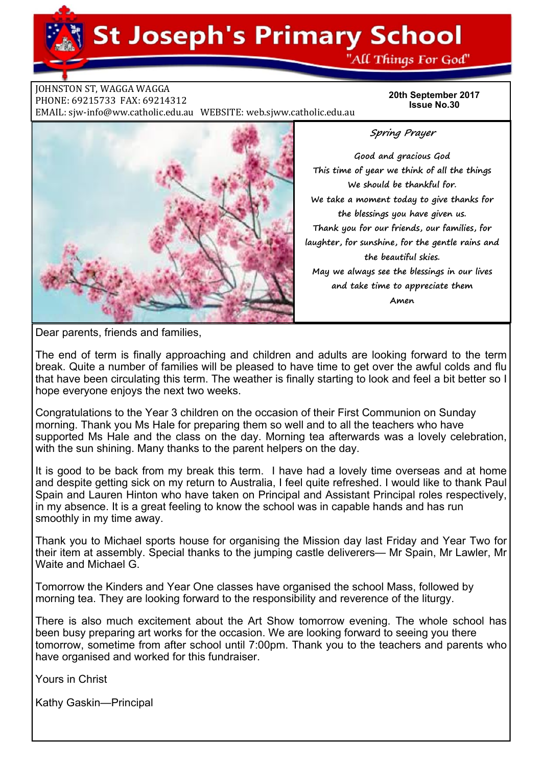# St Joseph's Primary School

"All Things For God"

JOHNSTON ST, WAGGA WAGGA
PHONE: 69215733 FAX: 69214312
EMAIL: sjw-info@ww.catholic.edu.au WEBSITE: web.sjww.catholic.edu.au

**20th September 2017**
**Issue No.30**

## *Spring Prayer*

*Good and gracious God*
*This time of year we think of all the things*
*We should be thankful for.*
*We take a moment today to give thanks for*
*the blessings you have given us.*
*Thank you for our friends, our families, for*
*laughter, for sunshine, for the gentle rains and*
*the beautiful skies.*
*May we always see the blessings in our lives*
*and take time to appreciate them*
*Amen*

Dear parents, friends and families,

The end of term is finally approaching and children and adults are looking forward to the term break. Quite a number of families will be pleased to have time to get over the awful colds and flu that have been circulating this term. The weather is finally starting to look and feel a bit better so I hope everyone enjoys the next two weeks.

Congratulations to the Year 3 children on the occasion of their First Communion on Sunday morning. Thank you Ms Hale for preparing them so well and to all the teachers who have supported Ms Hale and the class on the day. Morning tea afterwards was a lovely celebration, with the sun shining. Many thanks to the parent helpers on the day.

It is good to be back from my break this term. I have had a lovely time overseas and at home and despite getting sick on my return to Australia, I feel quite refreshed. I would like to thank Paul Spain and Lauren Hinton who have taken on Principal and Assistant Principal roles respectively, in my absence. It is a great feeling to know the school was in capable hands and has run smoothly in my time away.

Thank you to Michael sports house for organising the Mission day last Friday and Year Two for their item at assembly. Special thanks to the jumping castle deliverers— Mr Spain, Mr Lawler, Mr Waite and Michael G.

Tomorrow the Kinders and Year One classes have organised the school Mass, followed by morning tea. They are looking forward to the responsibility and reverence of the liturgy.

There is also much excitement about the Art Show tomorrow evening. The whole school has been busy preparing art works for the occasion. We are looking forward to seeing you there tomorrow, sometime from after school until 7:00pm. Thank you to the teachers and parents who have organised and worked for this fundraiser.

Yours in Christ

Kathy Gaskin—Principal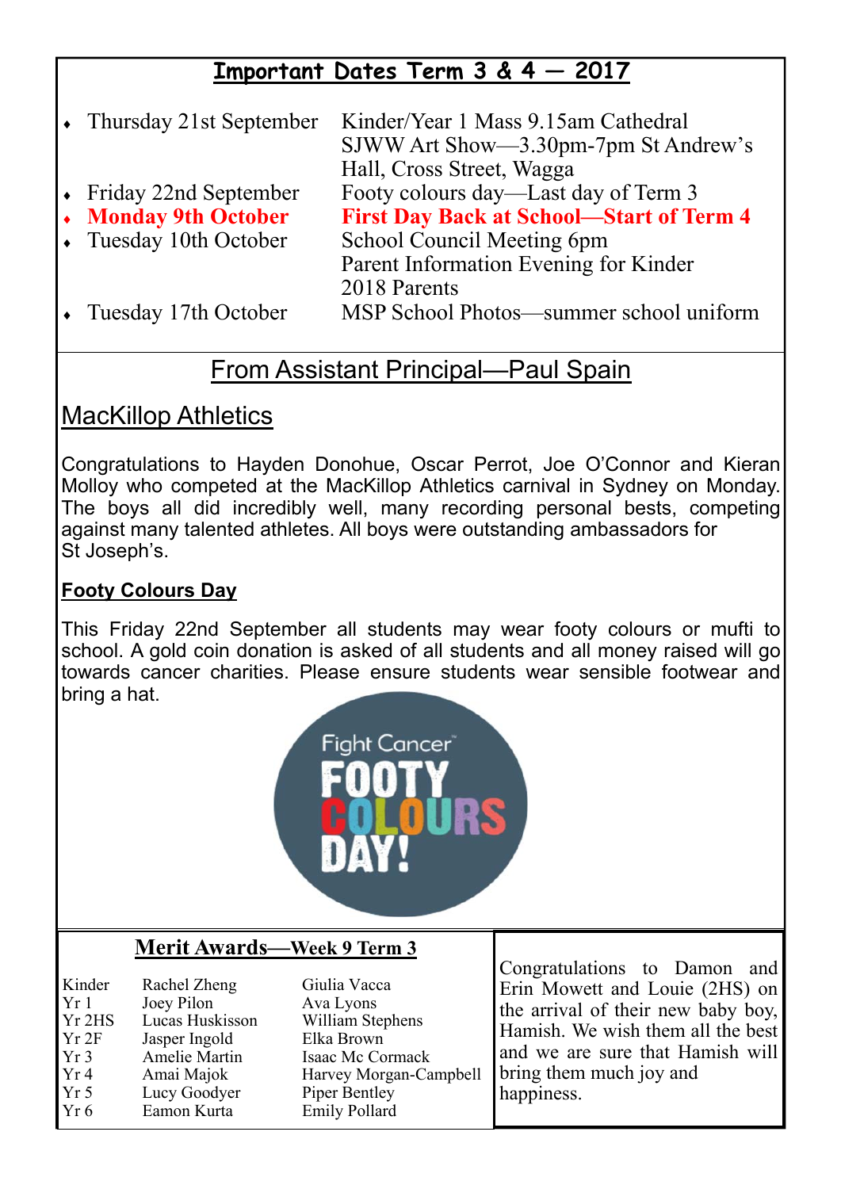## Important Dates Term 3 & 4 — 2017

- Thursday 21st September — Kinder/Year 1 Mass 9.15am Cathedral; SJWW Art Show—3.30pm-7pm St Andrew's Hall, Cross Street, Wagga
- Friday 22nd September — Footy colours day—Last day of Term 3
- **Monday 9th October — First Day Back at School—Start of Term 4**
- Tuesday 10th October — School Council Meeting 6pm; Parent Information Evening for Kinder 2018 Parents
- Tuesday 17th October — MSP School Photos—summer school uniform

## From Assistant Principal—Paul Spain

### MacKillop Athletics

Congratulations to Hayden Donohue, Oscar Perrot, Joe O'Connor and Kieran Molloy who competed at the MacKillop Athletics carnival in Sydney on Monday. The boys all did incredibly well, many recording personal bests, competing against many talented athletes. All boys were outstanding ambassadors for St Joseph's.

### Footy Colours Day

This Friday 22nd September all students may wear footy colours or mufti to school. A gold coin donation is asked of all students and all money raised will go towards cancer charities. Please ensure students wear sensible footwear and bring a hat.

Fight Cancer FOOTY COLOURS DAY!

### Merit Awards—Week 9 Term 3

| Class | | |
|---|---|---|
| Kinder | Rachel Zheng | Giulia Vacca |
| Yr 1 | Joey Pilon | Ava Lyons |
| Yr 2HS | Lucas Huskisson | William Stephens |
| Yr 2F | Jasper Ingold | Elka Brown |
| Yr 3 | Amelie Martin | Isaac Mc Cormack |
| Yr 4 | Amai Majok | Harvey Morgan-Campbell |
| Yr 5 | Lucy Goodyer | Piper Bentley |
| Yr 6 | Eamon Kurta | Emily Pollard |

Congratulations to Damon and Erin Mowett and Louie (2HS) on the arrival of their new baby boy, Hamish. We wish them all the best and we are sure that Hamish will bring them much joy and happiness.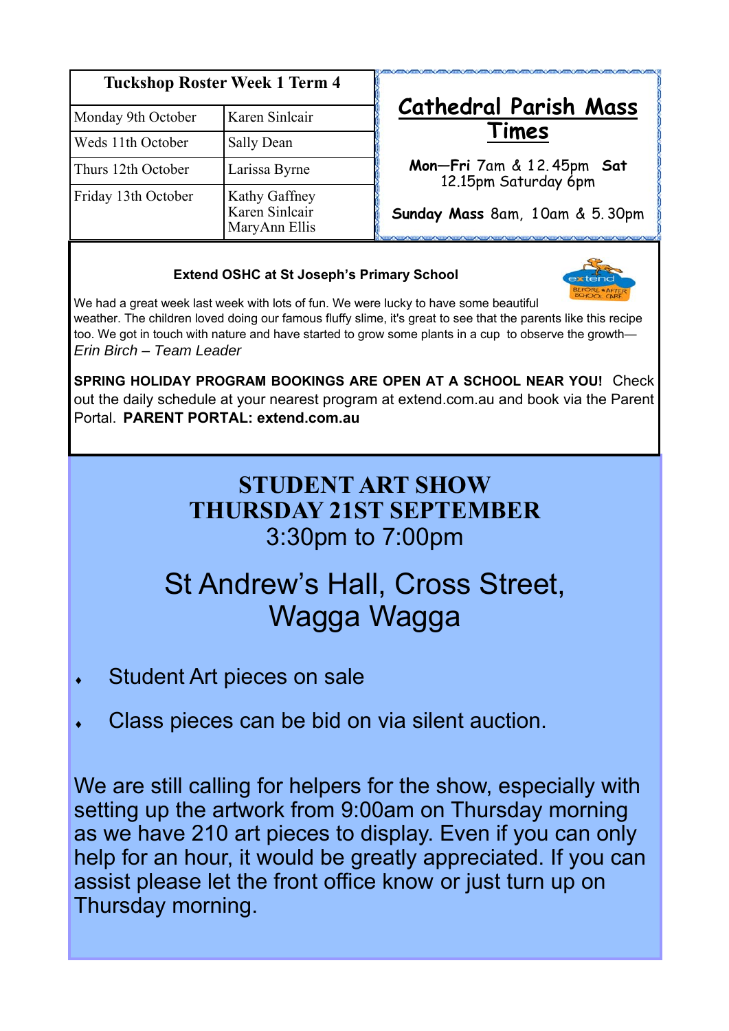| Tuckshop Roster Week 1 Term 4 | |
|---|---|
| Monday 9th October | Karen Sinclair |
| Weds 11th October | Sally Dean |
| Thurs 12th October | Larissa Byrne |
| Friday 13th October | Kathy Gaffney<br>Karen Sinclair<br>MaryAnn Ellis |

## Cathedral Parish Mass Times

**Mon—Fri** 7am & 12.45pm **Sat** 12.15pm Saturday 6pm

**Sunday Mass** 8am, 10am & 5.30pm

### Extend OSHC at St Joseph's Primary School

We had a great week last week with lots of fun. We were lucky to have some beautiful weather. The children loved doing our famous fluffy slime, it's great to see that the parents like this recipe too. We got in touch with nature and have started to grow some plants in a cup to observe the growth—*Erin Birch – Team Leader*

**SPRING HOLIDAY PROGRAM BOOKINGS ARE OPEN AT A SCHOOL NEAR YOU!** Check out the daily schedule at your nearest program at extend.com.au and book via the Parent Portal. **PARENT PORTAL: extend.com.au**

## STUDENT ART SHOW
## THURSDAY 21ST SEPTEMBER
3:30pm to 7:00pm

St Andrew's Hall, Cross Street, Wagga Wagga

- Student Art pieces on sale
- Class pieces can be bid on via silent auction.

We are still calling for helpers for the show, especially with setting up the artwork from 9:00am on Thursday morning as we have 210 art pieces to display. Even if you can only help for an hour, it would be greatly appreciated. If you can assist please let the front office know or just turn up on Thursday morning.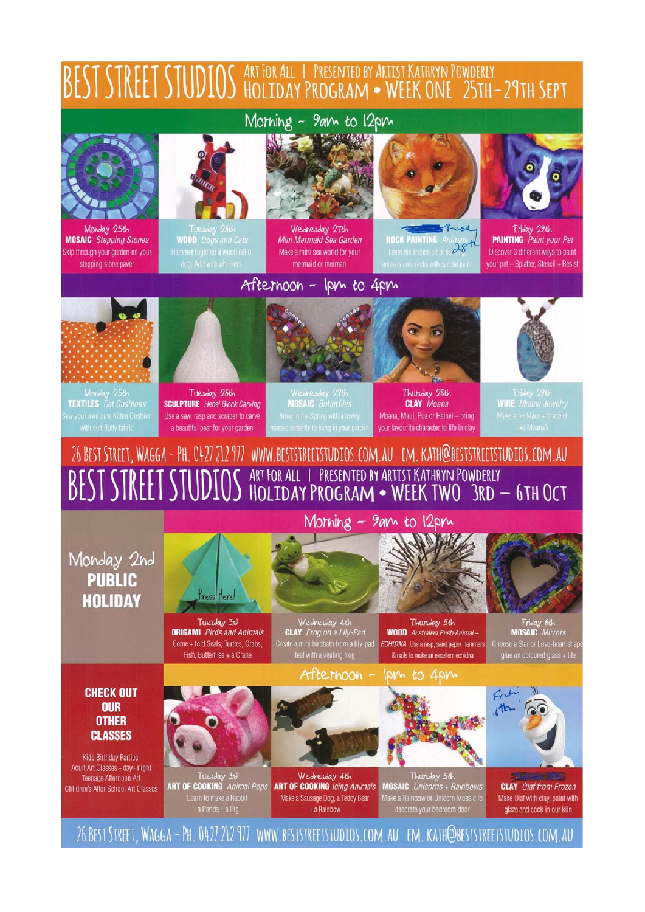# BEST STREET STUDIOS

ART FOR ALL | PRESENTED BY ARTIST KATHRYN POWDERLY

## HOLIDAY PROGRAM • WEEK ONE 25TH – 29TH SEPT

### Morning – 9am to 12pm

**Monday 25th**
**MOSAIC** *Stepping Stones*
Skip through your garden on your stepping stone paver

**Tuesday 26th**
**WOOD** *Dogs and Cats*
Hammer together a wood cat or dog. Add wire whiskers.

**Wednesday 27th**
*Mini Mermaid Sea Garden*
Make a mini sea world for your mermaid or merman

**Thursday 28th**
**ROCK PAINTING** *Animals*
Learn the ancient art of painting animals onto rocks with special paint

**Friday 29th**
**PAINTING** *Paint your Pet*
Discover 3 different ways to paint your pet – Splatter, Stencil + Resist

### Afternoon – 1pm to 4pm

**Monday 25th**
**TEXTILES** *Cat Cushions*
Sew your own cute Kitten Cushion with soft fluffy fabric

**Tuesday 26th**
**SCULPTURE** *Hebel Block Carving*
Use a saw, rasp and scraper to carve a beautiful pear for your garden

**Wednesday 27th**
**MOSAIC** *Butterflies*
Bring in the Spring with a lovely mosaic butterfly to hang in your garden

**Thursday 28th**
**CLAY** *Moana*
Moana, Maui, Pua or Heihei – bring your favourite character to life in clay

**Friday 29th**
**WIRE** *Moana Jewelry*
Make a necklace + bracelet like Moana's

26 BEST STREET, WAGGA - PH. 0427 212 977 WWW.BESTSTREETSTUDIOS.COM.AU EM. KATH@BESTSTREETSTUDIOS.COM.AU

# BEST STREET STUDIOS

ART FOR ALL | PRESENTED BY ARTIST KATHRYN POWDERLY

## HOLIDAY PROGRAM • WEEK TWO 3RD – 6TH OCT

**Monday 2nd**
**PUBLIC HOLIDAY**

### Morning – 9am to 12pm

**Tuesday 3rd**
**ORIGAMI** *Birds and Animals*
Come + fold Seals, Turtles, Crabs, Fish, Butterflies + a Crane

**Wednesday 4th**
**CLAY** *Frog on a Lily-Pad*
Create a mini birdbath from a lily-pad leaf with a visiting frog

**Thursday 5th**
**WOOD** *Australian Bush Animal – ECHIDNA*
Use a rasp, sand paper, hammers & nails to make an excellent echidna

**Friday 6th**
**MOSAIC** *Mirrors*
Choose a Star or Love-heart shape glue on coloured glass + tile

### Afternoon – 1pm to 4pm

**Tuesday 3rd**
**ART OF COOKING** *Animal Pops*
Learn to make a Rabbit a Panda + a Pig

**Wednesday 4th**
**ART OF COOKING** *Icing Animals*
Make a Sausage Dog, a Teddy Bear + a Rainbow

**Thursday 5th**
**MOSAIC** *Unicorns + Rainbows*
Make a Rainbow or Unicorn Mosaic to decorate your bedroom door

**Friday 6th**
**CLAY** *Olaf from Frozen*
Make Olaf with clay, paint with glaze and cook in our kiln

**CHECK OUT OUR OTHER CLASSES**

Kids Birthday Parties
Adult Art Classes - day+ night
Teenage Afternoon Art
Children's After School Art Classes

26 BEST STREET, WAGGA - PH. 0427 212 977 WWW.BESTSTREETSTUDIOS.COM.AU EM. KATH@BESTSTREETSTUDIOS.COM.AU